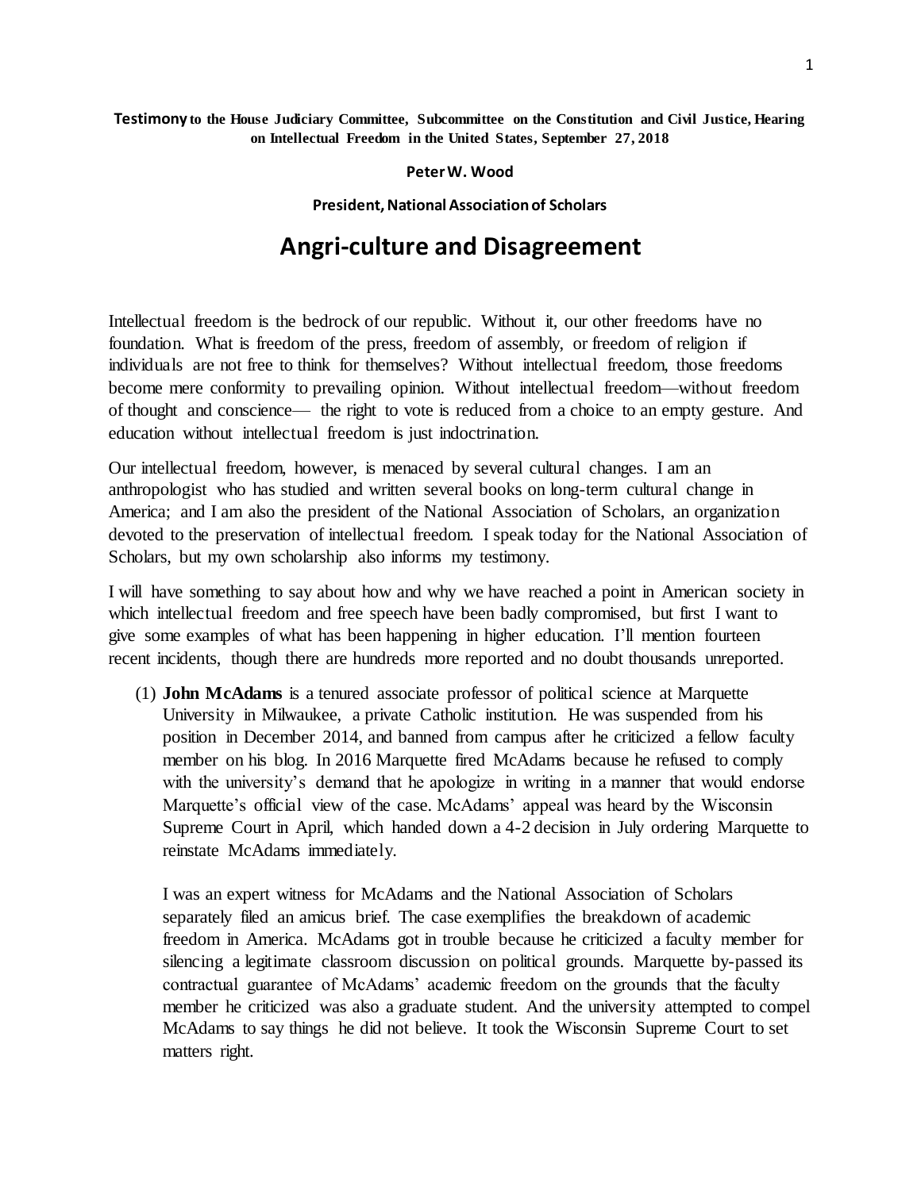**Testimony to the House Judiciary Committee, Subcommittee on the Constitution and Civil Justice, Hearing on Intellectual Freedom in the United States, September 27, 2018**

**Peter W. Wood**

**President, National Association of Scholars**

# Angri-culture and Disagreement

Intellectual freedom is the bedrock of our republic. Without it, our other freedoms have no foundation. What is freedom of the press, freedom of assembly, or freedom of religion if individuals are not free to think for themselves? Without intellectual freedom, those freedoms become mere conformity to prevailing opinion. Without intellectual freedom—without freedom of thought and conscience— the right to vote is reduced from a choice to an empty gesture. And education without intellectual freedom is just indoctrination.

Our intellectual freedom, however, is menaced by several cultural changes. I am an anthropologist who has studied and written several books on long-term cultural change in America; and I am also the president of the National Association of Scholars, an organization devoted to the preservation of intellectual freedom. I speak today for the National Association of Scholars, but my own scholarship also informs my testimony.

I will have something to say about how and why we have reached a point in American society in which intellectual freedom and free speech have been badly compromised, but first I want to give some examples of what has been happening in higher education. I'll mention fourteen recent incidents, though there are hundreds more reported and no doubt thousands unreported.

(1) **John McAdams** is a tenured associate professor of political science at Marquette University in Milwaukee, a private Catholic institution. He was suspended from his position in December 2014, and banned from campus after he criticized a fellow faculty member on his blog. In 2016 Marquette fired McAdams because he refused to comply with the university's demand that he apologize in writing in a manner that would endorse Marquette's official view of the case. McAdams' appeal was heard by the Wisconsin Supreme Court in April, which handed down a 4-2 decision in July ordering Marquette to reinstate McAdams immediately.

    I was an expert witness for McAdams and the National Association of Scholars separately filed an amicus brief. The case exemplifies the breakdown of academic freedom in America. McAdams got in trouble because he criticized a faculty member for silencing a legitimate classroom discussion on political grounds. Marquette by-passed its contractual guarantee of McAdams' academic freedom on the grounds that the faculty member he criticized was also a graduate student. And the university attempted to compel McAdams to say things he did not believe. It took the Wisconsin Supreme Court to set matters right.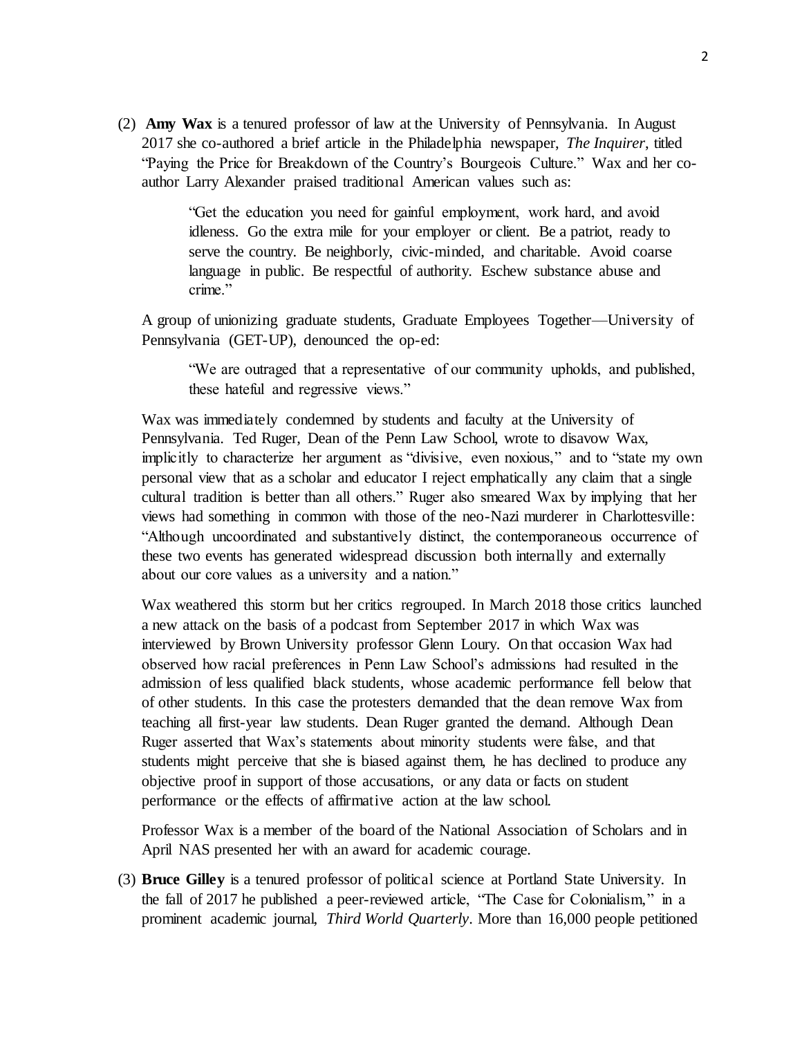(2) **Amy Wax** is a tenured professor of law at the University of Pennsylvania. In August 2017 she co-authored a brief article in the Philadelphia newspaper, *The Inquirer*, titled "Paying the Price for Breakdown of the Country's Bourgeois Culture." Wax and her co-author Larry Alexander praised traditional American values such as:

> "Get the education you need for gainful employment, work hard, and avoid idleness. Go the extra mile for your employer or client. Be a patriot, ready to serve the country. Be neighborly, civic-minded, and charitable. Avoid coarse language in public. Be respectful of authority. Eschew substance abuse and crime."

A group of unionizing graduate students, Graduate Employees Together—University of Pennsylvania (GET-UP), denounced the op-ed:

> "We are outraged that a representative of our community upholds, and published, these hateful and regressive views."

Wax was immediately condemned by students and faculty at the University of Pennsylvania. Ted Ruger, Dean of the Penn Law School, wrote to disavow Wax, implicitly to characterize her argument as "divisive, even noxious," and to "state my own personal view that as a scholar and educator I reject emphatically any claim that a single cultural tradition is better than all others." Ruger also smeared Wax by implying that her views had something in common with those of the neo-Nazi murderer in Charlottesville: "Although uncoordinated and substantively distinct, the contemporaneous occurrence of these two events has generated widespread discussion both internally and externally about our core values as a university and a nation."

Wax weathered this storm but her critics regrouped. In March 2018 those critics launched a new attack on the basis of a podcast from September 2017 in which Wax was interviewed by Brown University professor Glenn Loury. On that occasion Wax had observed how racial preferences in Penn Law School's admissions had resulted in the admission of less qualified black students, whose academic performance fell below that of other students. In this case the protesters demanded that the dean remove Wax from teaching all first-year law students. Dean Ruger granted the demand. Although Dean Ruger asserted that Wax's statements about minority students were false, and that students might perceive that she is biased against them, he has declined to produce any objective proof in support of those accusations, or any data or facts on student performance or the effects of affirmative action at the law school.

Professor Wax is a member of the board of the National Association of Scholars and in April NAS presented her with an award for academic courage.

(3) **Bruce Gilley** is a tenured professor of political science at Portland State University. In the fall of 2017 he published a peer-reviewed article, "The Case for Colonialism," in a prominent academic journal, *Third World Quarterly*. More than 16,000 people petitioned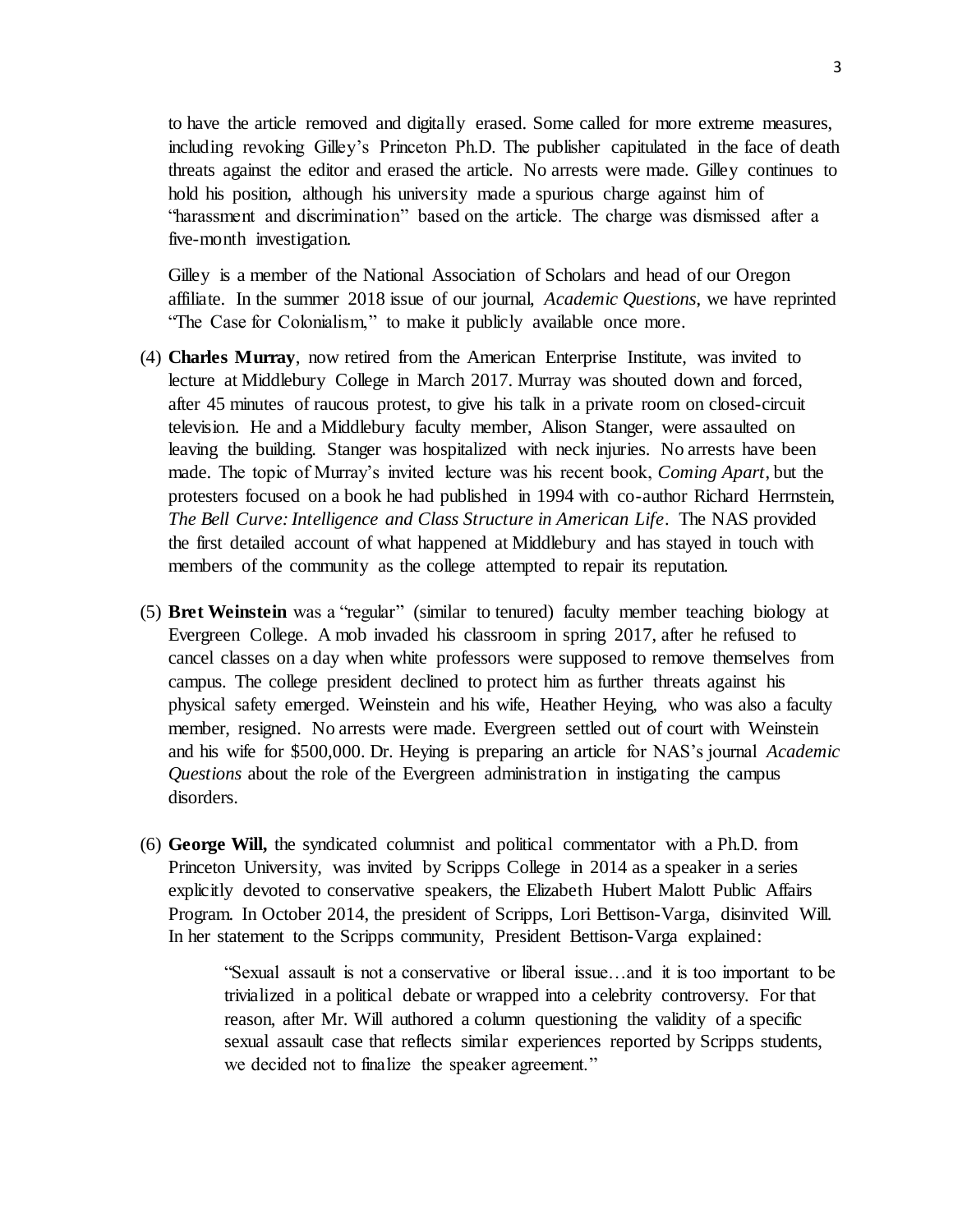to have the article removed and digitally erased. Some called for more extreme measures, including revoking Gilley's Princeton Ph.D. The publisher capitulated in the face of death threats against the editor and erased the article. No arrests were made. Gilley continues to hold his position, although his university made a spurious charge against him of "harassment and discrimination" based on the article. The charge was dismissed after a five-month investigation.

Gilley is a member of the National Association of Scholars and head of our Oregon affiliate. In the summer 2018 issue of our journal, *Academic Questions*, we have reprinted "The Case for Colonialism," to make it publicly available once more.

(4) **Charles Murray**, now retired from the American Enterprise Institute, was invited to lecture at Middlebury College in March 2017. Murray was shouted down and forced, after 45 minutes of raucous protest, to give his talk in a private room on closed-circuit television. He and a Middlebury faculty member, Alison Stanger, were assaulted on leaving the building. Stanger was hospitalized with neck injuries. No arrests have been made. The topic of Murray's invited lecture was his recent book, *Coming Apart*, but the protesters focused on a book he had published in 1994 with co-author Richard Herrnstein, *The Bell Curve: Intelligence and Class Structure in American Life*. The NAS provided the first detailed account of what happened at Middlebury and has stayed in touch with members of the community as the college attempted to repair its reputation.

(5) **Bret Weinstein** was a "regular" (similar to tenured) faculty member teaching biology at Evergreen College. A mob invaded his classroom in spring 2017, after he refused to cancel classes on a day when white professors were supposed to remove themselves from campus. The college president declined to protect him as further threats against his physical safety emerged. Weinstein and his wife, Heather Heying, who was also a faculty member, resigned. No arrests were made. Evergreen settled out of court with Weinstein and his wife for $500,000. Dr. Heying is preparing an article for NAS's journal *Academic Questions* about the role of the Evergreen administration in instigating the campus disorders.

(6) **George Will,** the syndicated columnist and political commentator with a Ph.D. from Princeton University, was invited by Scripps College in 2014 as a speaker in a series explicitly devoted to conservative speakers, the Elizabeth Hubert Malott Public Affairs Program. In October 2014, the president of Scripps, Lori Bettison-Varga, disinvited Will. In her statement to the Scripps community, President Bettison-Varga explained:

> "Sexual assault is not a conservative or liberal issue…and it is too important to be trivialized in a political debate or wrapped into a celebrity controversy. For that reason, after Mr. Will authored a column questioning the validity of a specific sexual assault case that reflects similar experiences reported by Scripps students, we decided not to finalize the speaker agreement."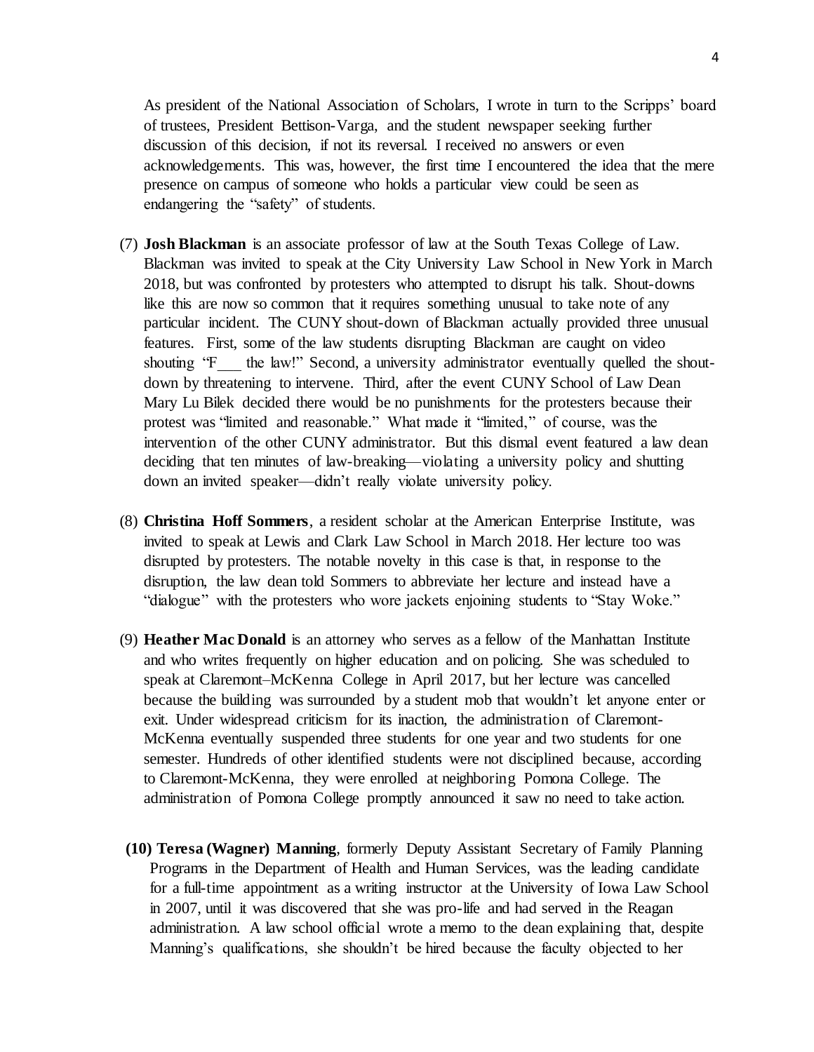As president of the National Association of Scholars, I wrote in turn to the Scripps' board of trustees, President Bettison-Varga, and the student newspaper seeking further discussion of this decision, if not its reversal. I received no answers or even acknowledgements. This was, however, the first time I encountered the idea that the mere presence on campus of someone who holds a particular view could be seen as endangering the "safety" of students.

(7) **Josh Blackman** is an associate professor of law at the South Texas College of Law. Blackman was invited to speak at the City University Law School in New York in March 2018, but was confronted by protesters who attempted to disrupt his talk. Shout-downs like this are now so common that it requires something unusual to take note of any particular incident. The CUNY shout-down of Blackman actually provided three unusual features. First, some of the law students disrupting Blackman are caught on video shouting "F___ the law!" Second, a university administrator eventually quelled the shout-down by threatening to intervene. Third, after the event CUNY School of Law Dean Mary Lu Bilek decided there would be no punishments for the protesters because their protest was "limited and reasonable." What made it "limited," of course, was the intervention of the other CUNY administrator. But this dismal event featured a law dean deciding that ten minutes of law-breaking—violating a university policy and shutting down an invited speaker—didn't really violate university policy.

(8) **Christina Hoff Sommers**, a resident scholar at the American Enterprise Institute, was invited to speak at Lewis and Clark Law School in March 2018. Her lecture too was disrupted by protesters. The notable novelty in this case is that, in response to the disruption, the law dean told Sommers to abbreviate her lecture and instead have a "dialogue" with the protesters who wore jackets enjoining students to "Stay Woke."

(9) **Heather Mac Donald** is an attorney who serves as a fellow of the Manhattan Institute and who writes frequently on higher education and on policing. She was scheduled to speak at Claremont–McKenna College in April 2017, but her lecture was cancelled because the building was surrounded by a student mob that wouldn't let anyone enter or exit. Under widespread criticism for its inaction, the administration of Claremont-McKenna eventually suspended three students for one year and two students for one semester. Hundreds of other identified students were not disciplined because, according to Claremont-McKenna, they were enrolled at neighboring Pomona College. The administration of Pomona College promptly announced it saw no need to take action.

(10) **Teresa (Wagner) Manning**, formerly Deputy Assistant Secretary of Family Planning Programs in the Department of Health and Human Services, was the leading candidate for a full-time appointment as a writing instructor at the University of Iowa Law School in 2007, until it was discovered that she was pro-life and had served in the Reagan administration. A law school official wrote a memo to the dean explaining that, despite Manning's qualifications, she shouldn't be hired because the faculty objected to her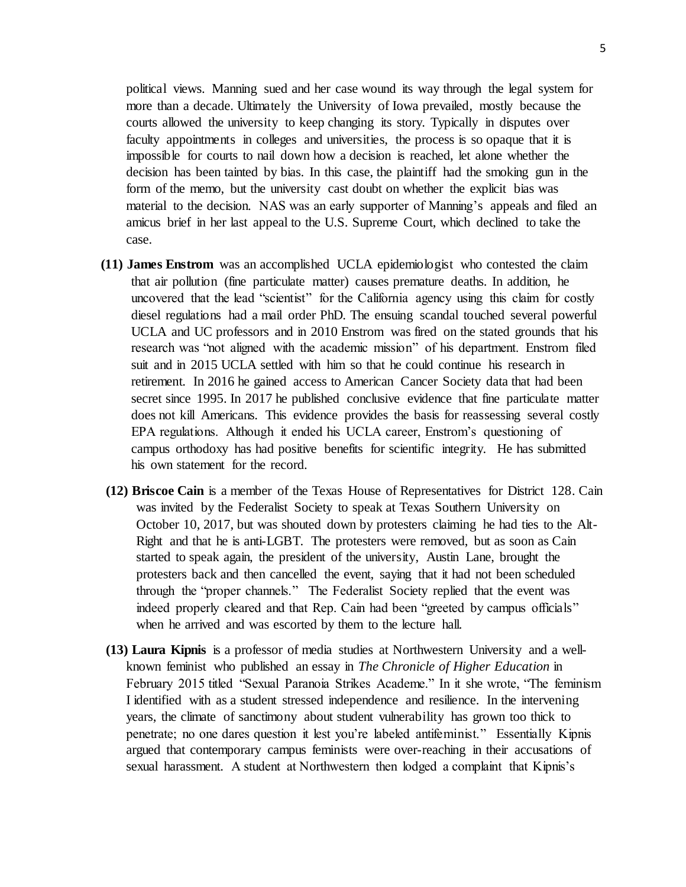political views. Manning sued and her case wound its way through the legal system for more than a decade. Ultimately the University of Iowa prevailed, mostly because the courts allowed the university to keep changing its story. Typically in disputes over faculty appointments in colleges and universities, the process is so opaque that it is impossible for courts to nail down how a decision is reached, let alone whether the decision has been tainted by bias. In this case, the plaintiff had the smoking gun in the form of the memo, but the university cast doubt on whether the explicit bias was material to the decision. NAS was an early supporter of Manning's appeals and filed an amicus brief in her last appeal to the U.S. Supreme Court, which declined to take the case.

**(11) James Enstrom** was an accomplished UCLA epidemiologist who contested the claim that air pollution (fine particulate matter) causes premature deaths. In addition, he uncovered that the lead "scientist" for the California agency using this claim for costly diesel regulations had a mail order PhD. The ensuing scandal touched several powerful UCLA and UC professors and in 2010 Enstrom was fired on the stated grounds that his research was "not aligned with the academic mission" of his department. Enstrom filed suit and in 2015 UCLA settled with him so that he could continue his research in retirement. In 2016 he gained access to American Cancer Society data that had been secret since 1995. In 2017 he published conclusive evidence that fine particulate matter does not kill Americans. This evidence provides the basis for reassessing several costly EPA regulations. Although it ended his UCLA career, Enstrom's questioning of campus orthodoxy has had positive benefits for scientific integrity. He has submitted his own statement for the record.

**(12) Briscoe Cain** is a member of the Texas House of Representatives for District 128. Cain was invited by the Federalist Society to speak at Texas Southern University on October 10, 2017, but was shouted down by protesters claiming he had ties to the Alt-Right and that he is anti-LGBT. The protesters were removed, but as soon as Cain started to speak again, the president of the university, Austin Lane, brought the protesters back and then cancelled the event, saying that it had not been scheduled through the "proper channels." The Federalist Society replied that the event was indeed properly cleared and that Rep. Cain had been "greeted by campus officials" when he arrived and was escorted by them to the lecture hall.

**(13) Laura Kipnis** is a professor of media studies at Northwestern University and a well-known feminist who published an essay in *The Chronicle of Higher Education* in February 2015 titled "Sexual Paranoia Strikes Academe." In it she wrote, "The feminism I identified with as a student stressed independence and resilience. In the intervening years, the climate of sanctimony about student vulnerability has grown too thick to penetrate; no one dares question it lest you're labeled antifeminist." Essentially Kipnis argued that contemporary campus feminists were over-reaching in their accusations of sexual harassment. A student at Northwestern then lodged a complaint that Kipnis's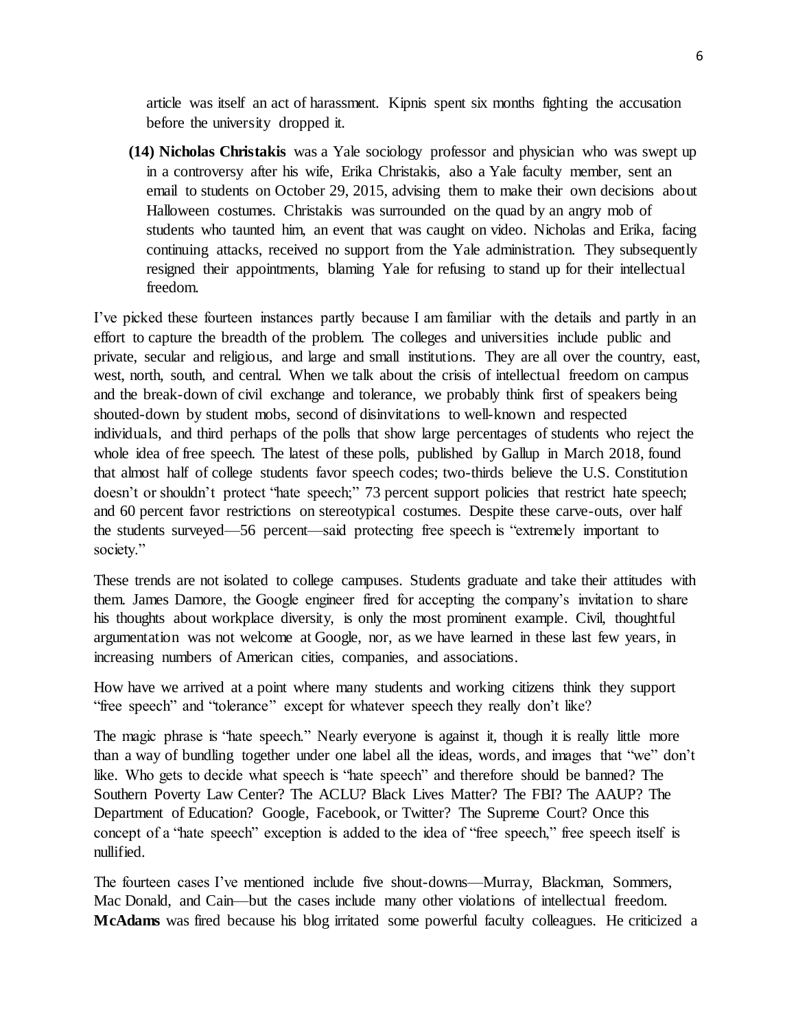article was itself an act of harassment. Kipnis spent six months fighting the accusation before the university dropped it.

**(14) Nicholas Christakis** was a Yale sociology professor and physician who was swept up in a controversy after his wife, Erika Christakis, also a Yale faculty member, sent an email to students on October 29, 2015, advising them to make their own decisions about Halloween costumes. Christakis was surrounded on the quad by an angry mob of students who taunted him, an event that was caught on video. Nicholas and Erika, facing continuing attacks, received no support from the Yale administration. They subsequently resigned their appointments, blaming Yale for refusing to stand up for their intellectual freedom.

I've picked these fourteen instances partly because I am familiar with the details and partly in an effort to capture the breadth of the problem. The colleges and universities include public and private, secular and religious, and large and small institutions. They are all over the country, east, west, north, south, and central. When we talk about the crisis of intellectual freedom on campus and the break-down of civil exchange and tolerance, we probably think first of speakers being shouted-down by student mobs, second of disinvitations to well-known and respected individuals, and third perhaps of the polls that show large percentages of students who reject the whole idea of free speech. The latest of these polls, published by Gallup in March 2018, found that almost half of college students favor speech codes; two-thirds believe the U.S. Constitution doesn't or shouldn't protect "hate speech;" 73 percent support policies that restrict hate speech; and 60 percent favor restrictions on stereotypical costumes. Despite these carve-outs, over half the students surveyed—56 percent—said protecting free speech is "extremely important to society."

These trends are not isolated to college campuses. Students graduate and take their attitudes with them. James Damore, the Google engineer fired for accepting the company's invitation to share his thoughts about workplace diversity, is only the most prominent example. Civil, thoughtful argumentation was not welcome at Google, nor, as we have learned in these last few years, in increasing numbers of American cities, companies, and associations.

How have we arrived at a point where many students and working citizens think they support "free speech" and "tolerance" except for whatever speech they really don't like?

The magic phrase is "hate speech." Nearly everyone is against it, though it is really little more than a way of bundling together under one label all the ideas, words, and images that "we" don't like. Who gets to decide what speech is "hate speech" and therefore should be banned? The Southern Poverty Law Center? The ACLU? Black Lives Matter? The FBI? The AAUP? The Department of Education? Google, Facebook, or Twitter? The Supreme Court? Once this concept of a "hate speech" exception is added to the idea of "free speech," free speech itself is nullified.

The fourteen cases I've mentioned include five shout-downs—Murray, Blackman, Sommers, Mac Donald, and Cain—but the cases include many other violations of intellectual freedom. **McAdams** was fired because his blog irritated some powerful faculty colleagues. He criticized a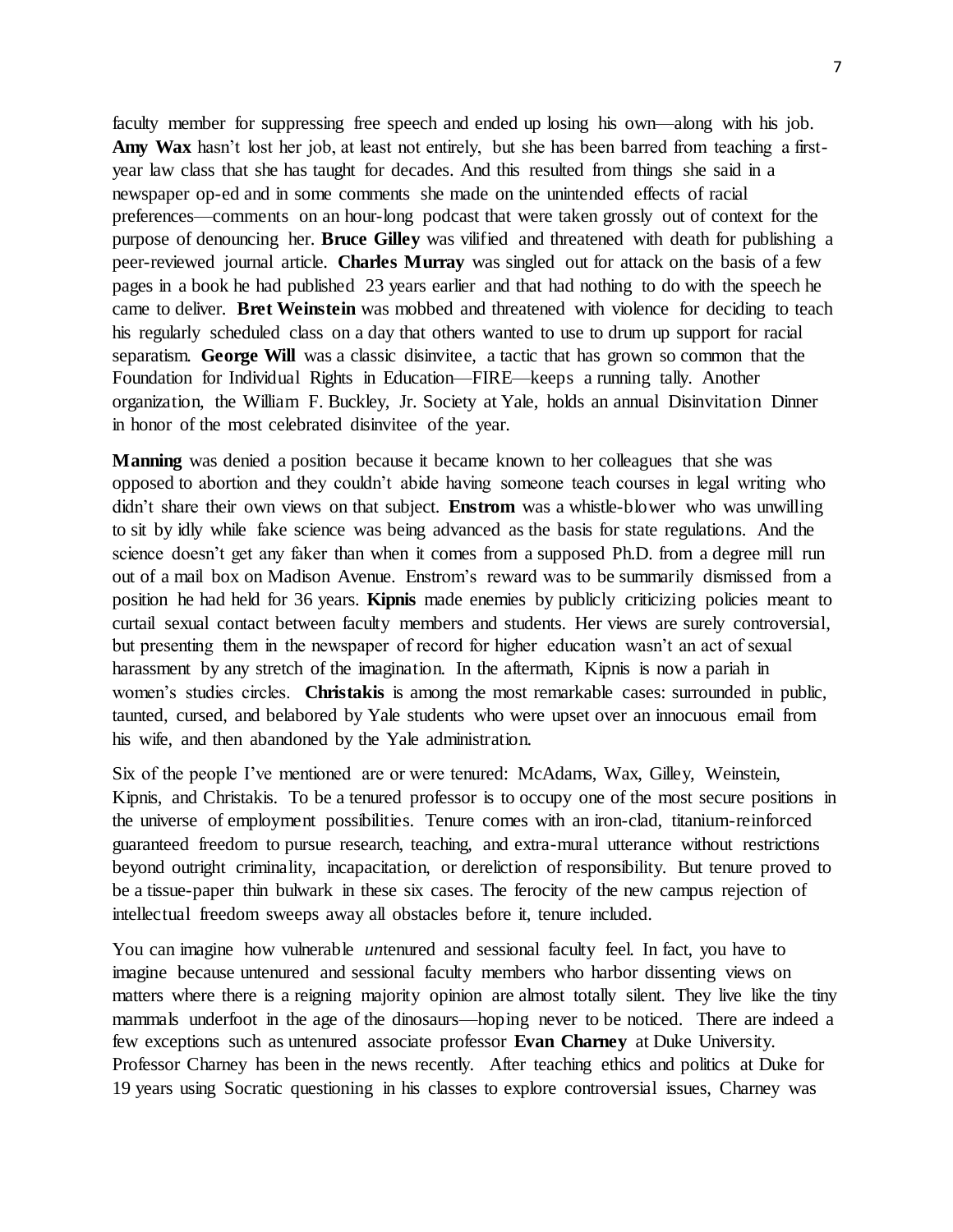faculty member for suppressing free speech and ended up losing his own—along with his job. **Amy Wax** hasn't lost her job, at least not entirely, but she has been barred from teaching a first-year law class that she has taught for decades. And this resulted from things she said in a newspaper op-ed and in some comments she made on the unintended effects of racial preferences—comments on an hour-long podcast that were taken grossly out of context for the purpose of denouncing her. **Bruce Gilley** was vilified and threatened with death for publishing a peer-reviewed journal article. **Charles Murray** was singled out for attack on the basis of a few pages in a book he had published 23 years earlier and that had nothing to do with the speech he came to deliver. **Bret Weinstein** was mobbed and threatened with violence for deciding to teach his regularly scheduled class on a day that others wanted to use to drum up support for racial separatism. **George Will** was a classic disinvitee, a tactic that has grown so common that the Foundation for Individual Rights in Education—FIRE—keeps a running tally. Another organization, the William F. Buckley, Jr. Society at Yale, holds an annual Disinvitation Dinner in honor of the most celebrated disinvitee of the year.

**Manning** was denied a position because it became known to her colleagues that she was opposed to abortion and they couldn't abide having someone teach courses in legal writing who didn't share their own views on that subject. **Enstrom** was a whistle-blower who was unwilling to sit by idly while fake science was being advanced as the basis for state regulations. And the science doesn't get any faker than when it comes from a supposed Ph.D. from a degree mill run out of a mail box on Madison Avenue. Enstrom's reward was to be summarily dismissed from a position he had held for 36 years. **Kipnis** made enemies by publicly criticizing policies meant to curtail sexual contact between faculty members and students. Her views are surely controversial, but presenting them in the newspaper of record for higher education wasn't an act of sexual harassment by any stretch of the imagination. In the aftermath, Kipnis is now a pariah in women's studies circles. **Christakis** is among the most remarkable cases: surrounded in public, taunted, cursed, and belabored by Yale students who were upset over an innocuous email from his wife, and then abandoned by the Yale administration.

Six of the people I've mentioned are or were tenured: McAdams, Wax, Gilley, Weinstein, Kipnis, and Christakis. To be a tenured professor is to occupy one of the most secure positions in the universe of employment possibilities. Tenure comes with an iron-clad, titanium-reinforced guaranteed freedom to pursue research, teaching, and extra-mural utterance without restrictions beyond outright criminality, incapacitation, or dereliction of responsibility. But tenure proved to be a tissue-paper thin bulwark in these six cases. The ferocity of the new campus rejection of intellectual freedom sweeps away all obstacles before it, tenure included.

You can imagine how vulnerable *un*tenured and sessional faculty feel. In fact, you have to imagine because untenured and sessional faculty members who harbor dissenting views on matters where there is a reigning majority opinion are almost totally silent. They live like the tiny mammals underfoot in the age of the dinosaurs—hoping never to be noticed. There are indeed a few exceptions such as untenured associate professor **Evan Charney** at Duke University. Professor Charney has been in the news recently. After teaching ethics and politics at Duke for 19 years using Socratic questioning in his classes to explore controversial issues, Charney was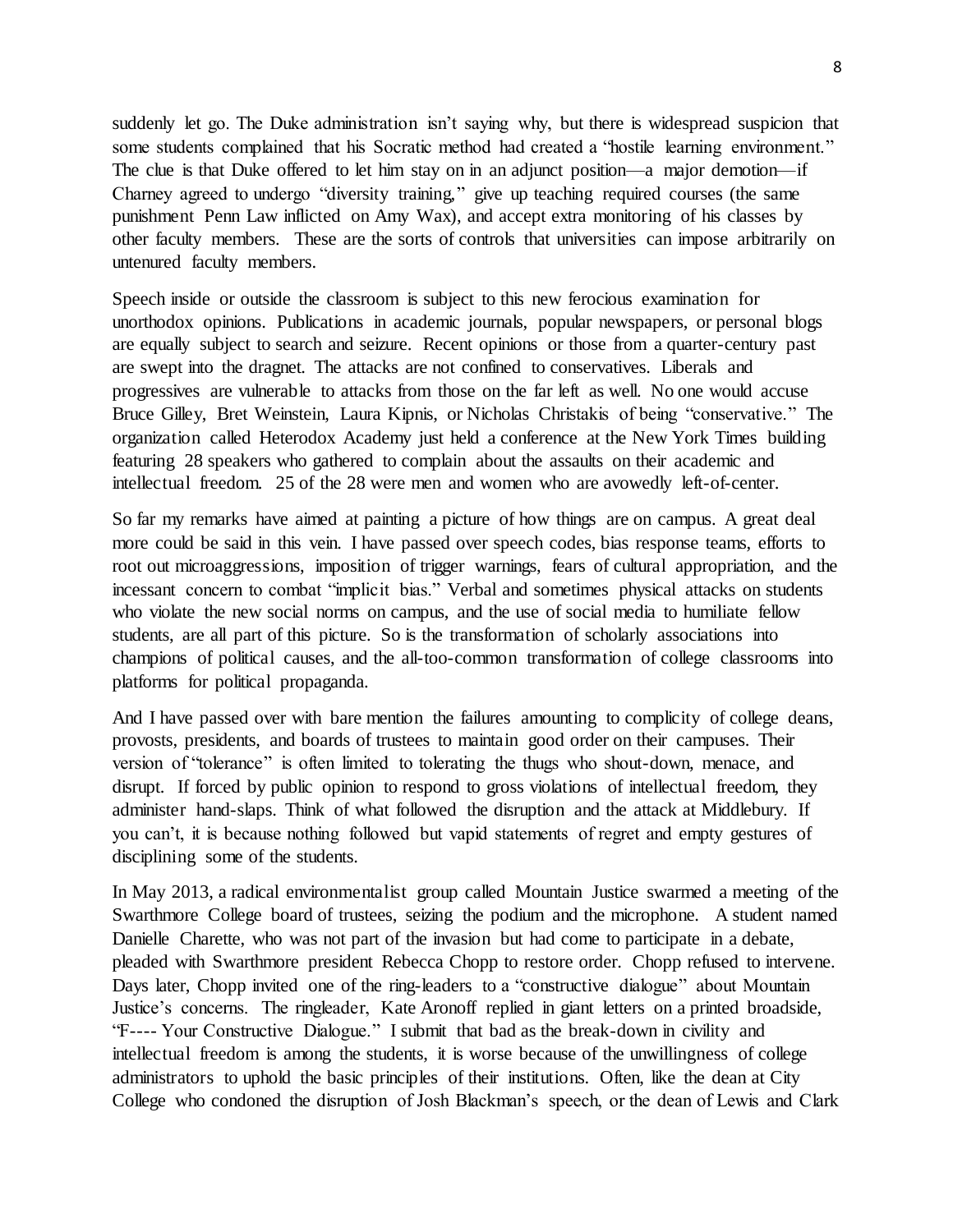suddenly let go. The Duke administration isn't saying why, but there is widespread suspicion that some students complained that his Socratic method had created a "hostile learning environment." The clue is that Duke offered to let him stay on in an adjunct position—a major demotion—if Charney agreed to undergo "diversity training," give up teaching required courses (the same punishment Penn Law inflicted on Amy Wax), and accept extra monitoring of his classes by other faculty members. These are the sorts of controls that universities can impose arbitrarily on untenured faculty members.

Speech inside or outside the classroom is subject to this new ferocious examination for unorthodox opinions. Publications in academic journals, popular newspapers, or personal blogs are equally subject to search and seizure. Recent opinions or those from a quarter-century past are swept into the dragnet. The attacks are not confined to conservatives. Liberals and progressives are vulnerable to attacks from those on the far left as well. No one would accuse Bruce Gilley, Bret Weinstein, Laura Kipnis, or Nicholas Christakis of being "conservative." The organization called Heterodox Academy just held a conference at the New York Times building featuring 28 speakers who gathered to complain about the assaults on their academic and intellectual freedom. 25 of the 28 were men and women who are avowedly left-of-center.

So far my remarks have aimed at painting a picture of how things are on campus. A great deal more could be said in this vein. I have passed over speech codes, bias response teams, efforts to root out microaggressions, imposition of trigger warnings, fears of cultural appropriation, and the incessant concern to combat "implicit bias." Verbal and sometimes physical attacks on students who violate the new social norms on campus, and the use of social media to humiliate fellow students, are all part of this picture. So is the transformation of scholarly associations into champions of political causes, and the all-too-common transformation of college classrooms into platforms for political propaganda.

And I have passed over with bare mention the failures amounting to complicity of college deans, provosts, presidents, and boards of trustees to maintain good order on their campuses. Their version of "tolerance" is often limited to tolerating the thugs who shout-down, menace, and disrupt. If forced by public opinion to respond to gross violations of intellectual freedom, they administer hand-slaps. Think of what followed the disruption and the attack at Middlebury. If you can't, it is because nothing followed but vapid statements of regret and empty gestures of disciplining some of the students.

In May 2013, a radical environmentalist group called Mountain Justice swarmed a meeting of the Swarthmore College board of trustees, seizing the podium and the microphone. A student named Danielle Charette, who was not part of the invasion but had come to participate in a debate, pleaded with Swarthmore president Rebecca Chopp to restore order. Chopp refused to intervene. Days later, Chopp invited one of the ring-leaders to a "constructive dialogue" about Mountain Justice's concerns. The ringleader, Kate Aronoff replied in giant letters on a printed broadside, "F---- Your Constructive Dialogue." I submit that bad as the break-down in civility and intellectual freedom is among the students, it is worse because of the unwillingness of college administrators to uphold the basic principles of their institutions. Often, like the dean at City College who condoned the disruption of Josh Blackman's speech, or the dean of Lewis and Clark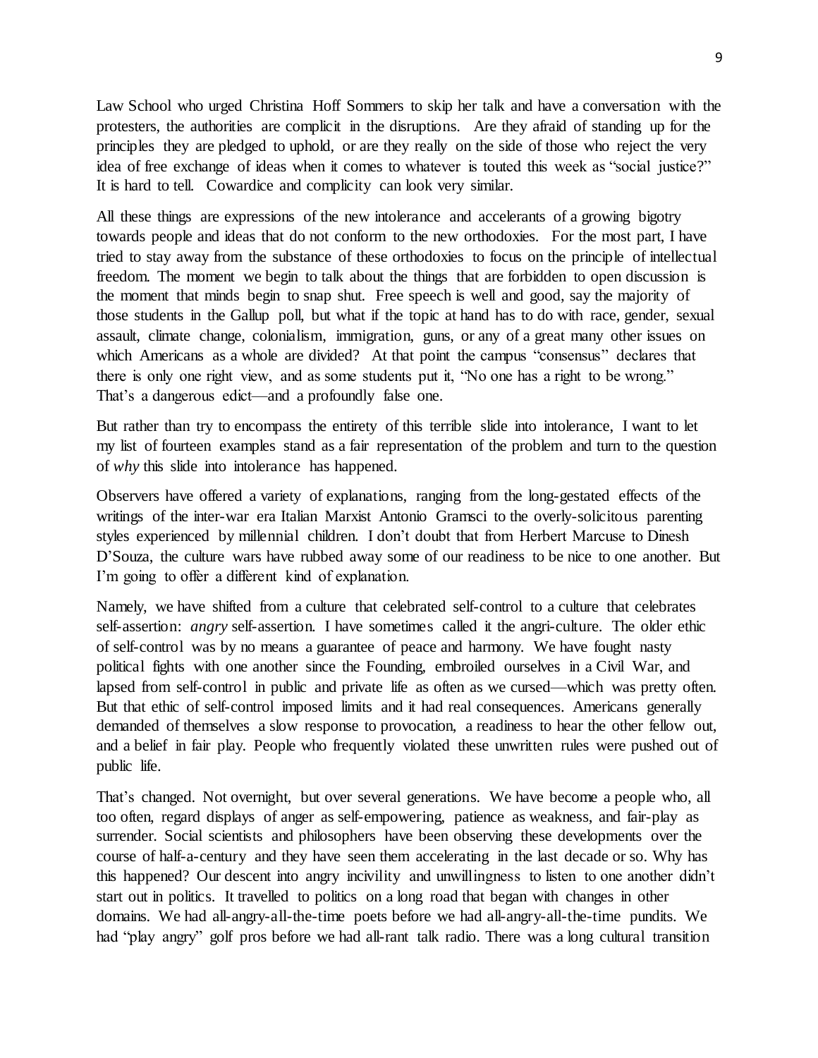Law School who urged Christina Hoff Sommers to skip her talk and have a conversation with the protesters, the authorities are complicit in the disruptions. Are they afraid of standing up for the principles they are pledged to uphold, or are they really on the side of those who reject the very idea of free exchange of ideas when it comes to whatever is touted this week as "social justice?" It is hard to tell. Cowardice and complicity can look very similar.

All these things are expressions of the new intolerance and accelerants of a growing bigotry towards people and ideas that do not conform to the new orthodoxies. For the most part, I have tried to stay away from the substance of these orthodoxies to focus on the principle of intellectual freedom. The moment we begin to talk about the things that are forbidden to open discussion is the moment that minds begin to snap shut. Free speech is well and good, say the majority of those students in the Gallup poll, but what if the topic at hand has to do with race, gender, sexual assault, climate change, colonialism, immigration, guns, or any of a great many other issues on which Americans as a whole are divided? At that point the campus "consensus" declares that there is only one right view, and as some students put it, "No one has a right to be wrong." That's a dangerous edict—and a profoundly false one.

But rather than try to encompass the entirety of this terrible slide into intolerance, I want to let my list of fourteen examples stand as a fair representation of the problem and turn to the question of *why* this slide into intolerance has happened.

Observers have offered a variety of explanations, ranging from the long-gestated effects of the writings of the inter-war era Italian Marxist Antonio Gramsci to the overly-solicitous parenting styles experienced by millennial children. I don't doubt that from Herbert Marcuse to Dinesh D'Souza, the culture wars have rubbed away some of our readiness to be nice to one another. But I'm going to offer a different kind of explanation.

Namely, we have shifted from a culture that celebrated self-control to a culture that celebrates self-assertion: *angry* self-assertion. I have sometimes called it the angri-culture. The older ethic of self-control was by no means a guarantee of peace and harmony. We have fought nasty political fights with one another since the Founding, embroiled ourselves in a Civil War, and lapsed from self-control in public and private life as often as we cursed—which was pretty often. But that ethic of self-control imposed limits and it had real consequences. Americans generally demanded of themselves a slow response to provocation, a readiness to hear the other fellow out, and a belief in fair play. People who frequently violated these unwritten rules were pushed out of public life.

That's changed. Not overnight, but over several generations. We have become a people who, all too often, regard displays of anger as self-empowering, patience as weakness, and fair-play as surrender. Social scientists and philosophers have been observing these developments over the course of half-a-century and they have seen them accelerating in the last decade or so. Why has this happened? Our descent into angry incivility and unwillingness to listen to one another didn't start out in politics. It travelled to politics on a long road that began with changes in other domains. We had all-angry-all-the-time poets before we had all-angry-all-the-time pundits. We had "play angry" golf pros before we had all-rant talk radio. There was a long cultural transition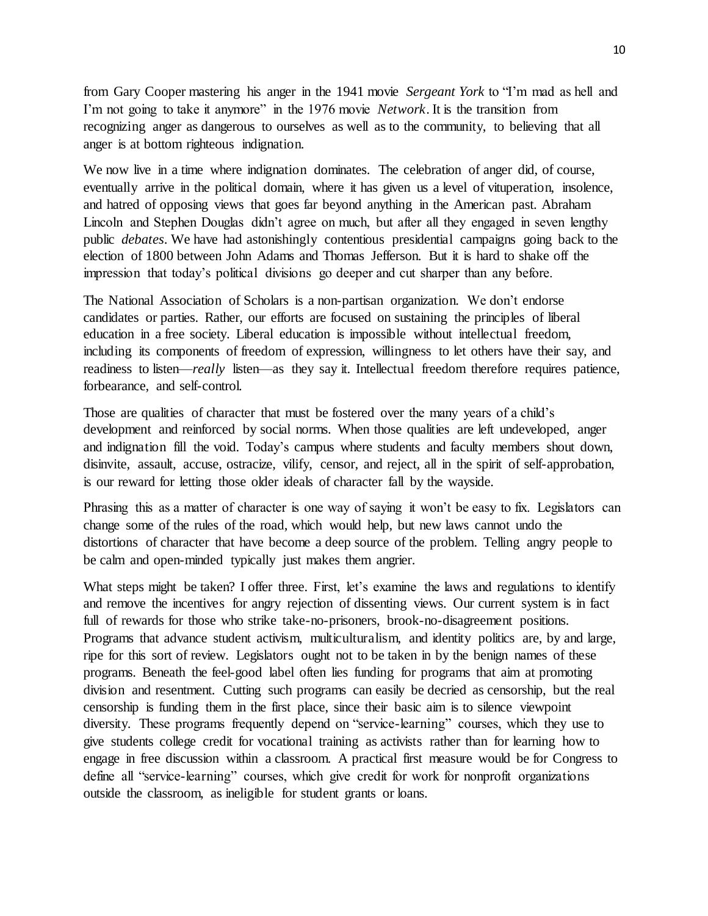from Gary Cooper mastering his anger in the 1941 movie *Sergeant York* to "I'm mad as hell and I'm not going to take it anymore" in the 1976 movie *Network*. It is the transition from recognizing anger as dangerous to ourselves as well as to the community, to believing that all anger is at bottom righteous indignation.

We now live in a time where indignation dominates. The celebration of anger did, of course, eventually arrive in the political domain, where it has given us a level of vituperation, insolence, and hatred of opposing views that goes far beyond anything in the American past. Abraham Lincoln and Stephen Douglas didn't agree on much, but after all they engaged in seven lengthy public *debates*. We have had astonishingly contentious presidential campaigns going back to the election of 1800 between John Adams and Thomas Jefferson. But it is hard to shake off the impression that today's political divisions go deeper and cut sharper than any before.

The National Association of Scholars is a non-partisan organization. We don't endorse candidates or parties. Rather, our efforts are focused on sustaining the principles of liberal education in a free society. Liberal education is impossible without intellectual freedom, including its components of freedom of expression, willingness to let others have their say, and readiness to listen—*really* listen—as they say it. Intellectual freedom therefore requires patience, forbearance, and self-control.

Those are qualities of character that must be fostered over the many years of a child's development and reinforced by social norms. When those qualities are left undeveloped, anger and indignation fill the void. Today's campus where students and faculty members shout down, disinvite, assault, accuse, ostracize, vilify, censor, and reject, all in the spirit of self-approbation, is our reward for letting those older ideals of character fall by the wayside.

Phrasing this as a matter of character is one way of saying it won't be easy to fix. Legislators can change some of the rules of the road, which would help, but new laws cannot undo the distortions of character that have become a deep source of the problem. Telling angry people to be calm and open-minded typically just makes them angrier.

What steps might be taken? I offer three. First, let's examine the laws and regulations to identify and remove the incentives for angry rejection of dissenting views. Our current system is in fact full of rewards for those who strike take-no-prisoners, brook-no-disagreement positions. Programs that advance student activism, multiculturalism, and identity politics are, by and large, ripe for this sort of review. Legislators ought not to be taken in by the benign names of these programs. Beneath the feel-good label often lies funding for programs that aim at promoting division and resentment. Cutting such programs can easily be decried as censorship, but the real censorship is funding them in the first place, since their basic aim is to silence viewpoint diversity. These programs frequently depend on "service-learning" courses, which they use to give students college credit for vocational training as activists rather than for learning how to engage in free discussion within a classroom. A practical first measure would be for Congress to define all "service-learning" courses, which give credit for work for nonprofit organizations outside the classroom, as ineligible for student grants or loans.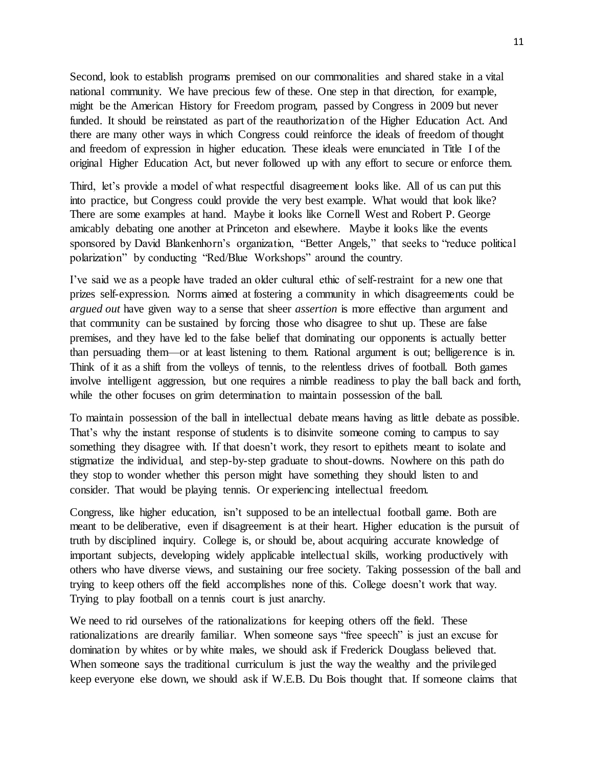Second, look to establish programs premised on our commonalities and shared stake in a vital national community. We have precious few of these. One step in that direction, for example, might be the American History for Freedom program, passed by Congress in 2009 but never funded. It should be reinstated as part of the reauthorization of the Higher Education Act. And there are many other ways in which Congress could reinforce the ideals of freedom of thought and freedom of expression in higher education. These ideals were enunciated in Title I of the original Higher Education Act, but never followed up with any effort to secure or enforce them.

Third, let's provide a model of what respectful disagreement looks like. All of us can put this into practice, but Congress could provide the very best example. What would that look like? There are some examples at hand. Maybe it looks like Cornell West and Robert P. George amicably debating one another at Princeton and elsewhere. Maybe it looks like the events sponsored by David Blankenhorn's organization, "Better Angels," that seeks to "reduce political polarization" by conducting "Red/Blue Workshops" around the country.

I've said we as a people have traded an older cultural ethic of self-restraint for a new one that prizes self-expression. Norms aimed at fostering a community in which disagreements could be *argued out* have given way to a sense that sheer *assertion* is more effective than argument and that community can be sustained by forcing those who disagree to shut up. These are false premises, and they have led to the false belief that dominating our opponents is actually better than persuading them—or at least listening to them. Rational argument is out; belligerence is in. Think of it as a shift from the volleys of tennis, to the relentless drives of football. Both games involve intelligent aggression, but one requires a nimble readiness to play the ball back and forth, while the other focuses on grim determination to maintain possession of the ball.

To maintain possession of the ball in intellectual debate means having as little debate as possible. That's why the instant response of students is to disinvite someone coming to campus to say something they disagree with. If that doesn't work, they resort to epithets meant to isolate and stigmatize the individual, and step-by-step graduate to shout-downs. Nowhere on this path do they stop to wonder whether this person might have something they should listen to and consider. That would be playing tennis. Or experiencing intellectual freedom.

Congress, like higher education, isn't supposed to be an intellectual football game. Both are meant to be deliberative, even if disagreement is at their heart. Higher education is the pursuit of truth by disciplined inquiry. College is, or should be, about acquiring accurate knowledge of important subjects, developing widely applicable intellectual skills, working productively with others who have diverse views, and sustaining our free society. Taking possession of the ball and trying to keep others off the field accomplishes none of this. College doesn't work that way. Trying to play football on a tennis court is just anarchy.

We need to rid ourselves of the rationalizations for keeping others off the field. These rationalizations are drearily familiar. When someone says "free speech" is just an excuse for domination by whites or by white males, we should ask if Frederick Douglass believed that. When someone says the traditional curriculum is just the way the wealthy and the privileged keep everyone else down, we should ask if W.E.B. Du Bois thought that. If someone claims that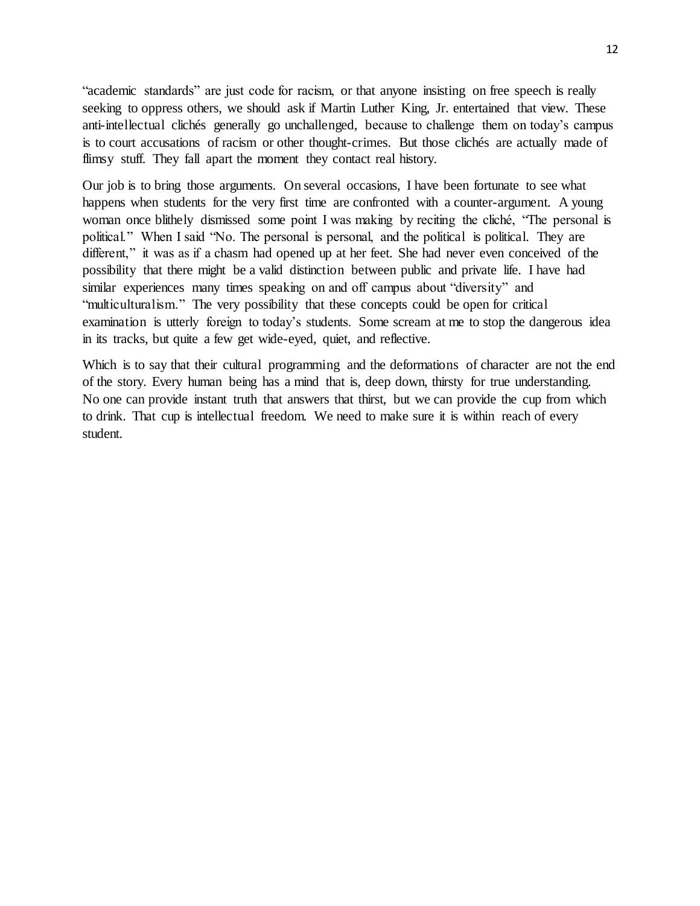"academic standards" are just code for racism, or that anyone insisting on free speech is really seeking to oppress others, we should ask if Martin Luther King, Jr. entertained that view. These anti-intellectual clichés generally go unchallenged, because to challenge them on today's campus is to court accusations of racism or other thought-crimes. But those clichés are actually made of flimsy stuff. They fall apart the moment they contact real history.

Our job is to bring those arguments. On several occasions, I have been fortunate to see what happens when students for the very first time are confronted with a counter-argument. A young woman once blithely dismissed some point I was making by reciting the cliché, "The personal is political." When I said "No. The personal is personal, and the political is political. They are different," it was as if a chasm had opened up at her feet. She had never even conceived of the possibility that there might be a valid distinction between public and private life. I have had similar experiences many times speaking on and off campus about "diversity" and "multiculturalism." The very possibility that these concepts could be open for critical examination is utterly foreign to today's students. Some scream at me to stop the dangerous idea in its tracks, but quite a few get wide-eyed, quiet, and reflective.

Which is to say that their cultural programming and the deformations of character are not the end of the story. Every human being has a mind that is, deep down, thirsty for true understanding. No one can provide instant truth that answers that thirst, but we can provide the cup from which to drink. That cup is intellectual freedom. We need to make sure it is within reach of every student.